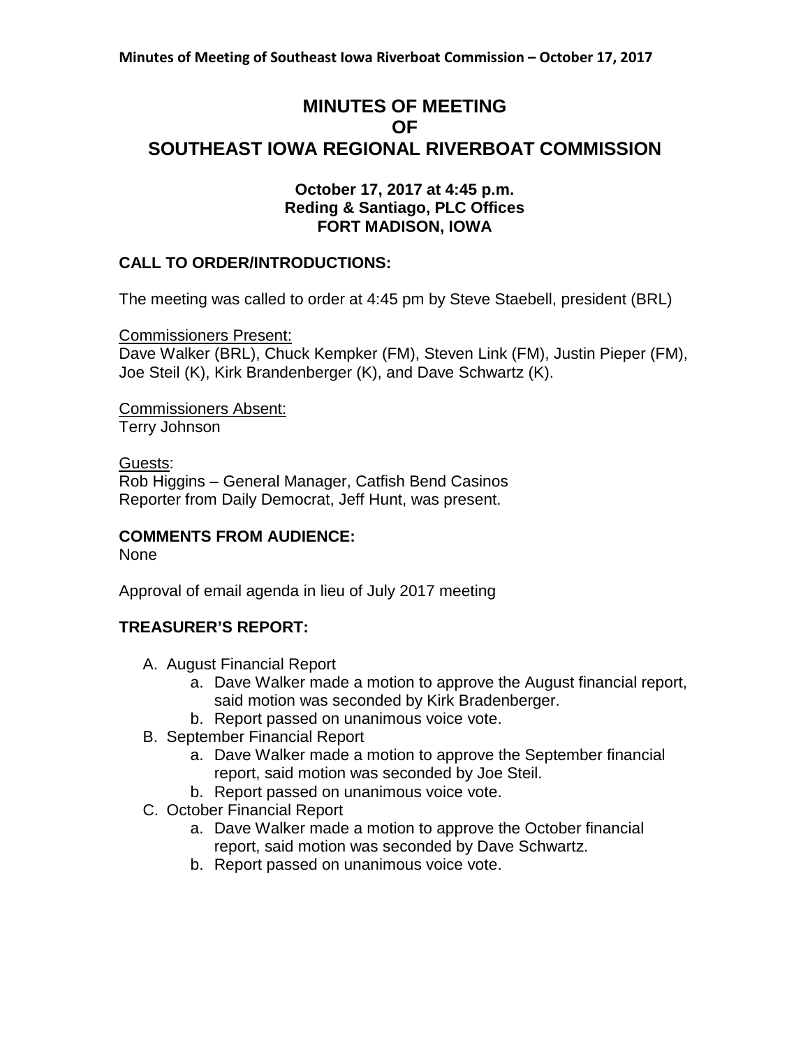# MINUTES OF MEETING
# OF
# SOUTHEAST IOWA REGIONAL RIVERBOAT COMMISSION

**October 17, 2017 at 4:45 p.m.**
**Reding & Santiago, PLC Offices**
**FORT MADISON, IOWA**

## CALL TO ORDER/INTRODUCTIONS:

The meeting was called to order at 4:45 pm by Steve Staebell, president (BRL)

Commissioners Present:
Dave Walker (BRL), Chuck Kempker (FM), Steven Link (FM), Justin Pieper (FM), Joe Steil (K), Kirk Brandenberger (K), and Dave Schwartz (K).

Commissioners Absent:
Terry Johnson

Guests:
Rob Higgins – General Manager, Catfish Bend Casinos
Reporter from Daily Democrat, Jeff Hunt, was present.

## COMMENTS FROM AUDIENCE:

None

Approval of email agenda in lieu of July 2017 meeting

## TREASURER'S REPORT:

A. August Financial Report
   a. Dave Walker made a motion to approve the August financial report, said motion was seconded by Kirk Bradenberger.
   b. Report passed on unanimous voice vote.
B. September Financial Report
   a. Dave Walker made a motion to approve the September financial report, said motion was seconded by Joe Steil.
   b. Report passed on unanimous voice vote.
C. October Financial Report
   a. Dave Walker made a motion to approve the October financial report, said motion was seconded by Dave Schwartz.
   b. Report passed on unanimous voice vote.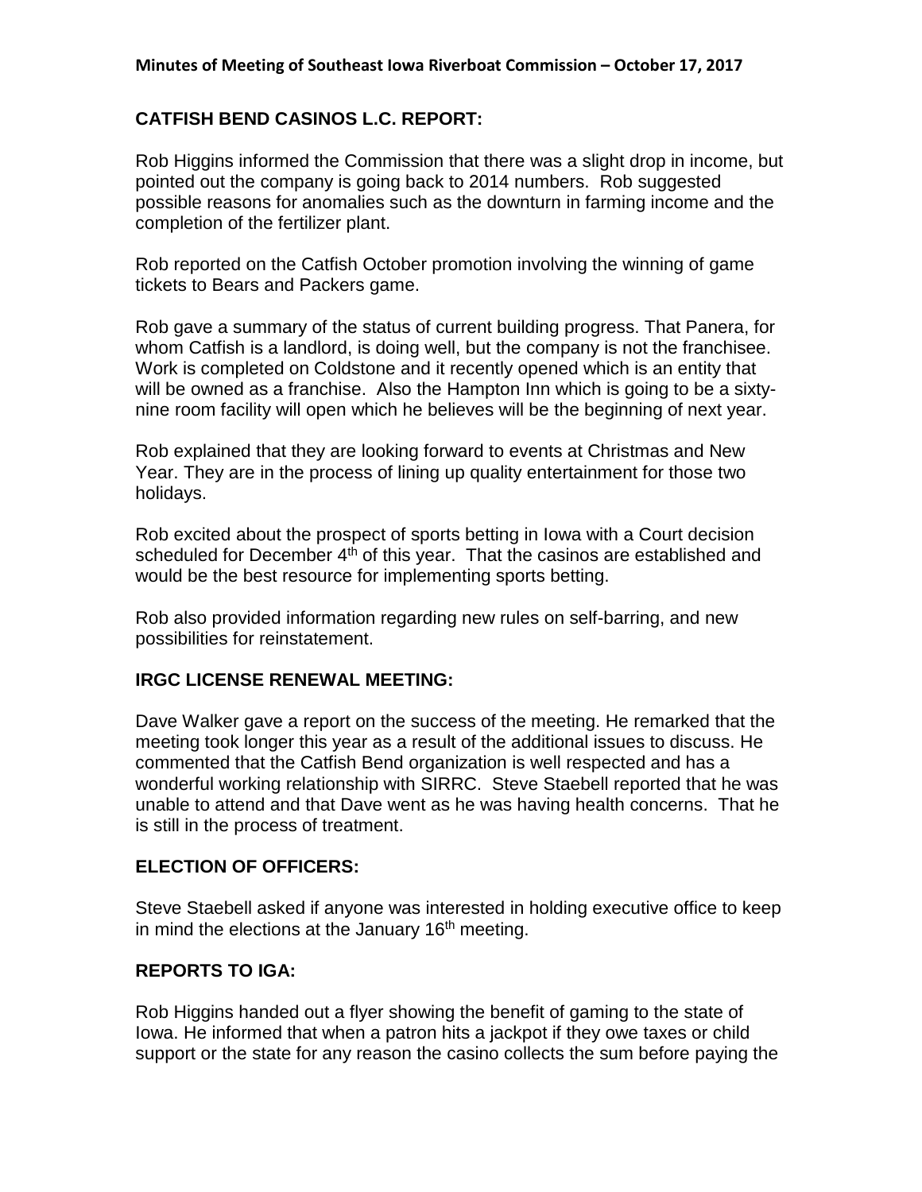**CATFISH BEND CASINOS L.C. REPORT:**

Rob Higgins informed the Commission that there was a slight drop in income, but pointed out the company is going back to 2014 numbers. Rob suggested possible reasons for anomalies such as the downturn in farming income and the completion of the fertilizer plant.

Rob reported on the Catfish October promotion involving the winning of game tickets to Bears and Packers game.

Rob gave a summary of the status of current building progress. That Panera, for whom Catfish is a landlord, is doing well, but the company is not the franchisee. Work is completed on Coldstone and it recently opened which is an entity that will be owned as a franchise. Also the Hampton Inn which is going to be a sixty-nine room facility will open which he believes will be the beginning of next year.

Rob explained that they are looking forward to events at Christmas and New Year. They are in the process of lining up quality entertainment for those two holidays.

Rob excited about the prospect of sports betting in Iowa with a Court decision scheduled for December 4th of this year. That the casinos are established and would be the best resource for implementing sports betting.

Rob also provided information regarding new rules on self-barring, and new possibilities for reinstatement.

**IRGC LICENSE RENEWAL MEETING:**

Dave Walker gave a report on the success of the meeting. He remarked that the meeting took longer this year as a result of the additional issues to discuss. He commented that the Catfish Bend organization is well respected and has a wonderful working relationship with SIRRC. Steve Staebell reported that he was unable to attend and that Dave went as he was having health concerns. That he is still in the process of treatment.

**ELECTION OF OFFICERS:**

Steve Staebell asked if anyone was interested in holding executive office to keep in mind the elections at the January 16th meeting.

**REPORTS TO IGA:**

Rob Higgins handed out a flyer showing the benefit of gaming to the state of Iowa. He informed that when a patron hits a jackpot if they owe taxes or child support or the state for any reason the casino collects the sum before paying the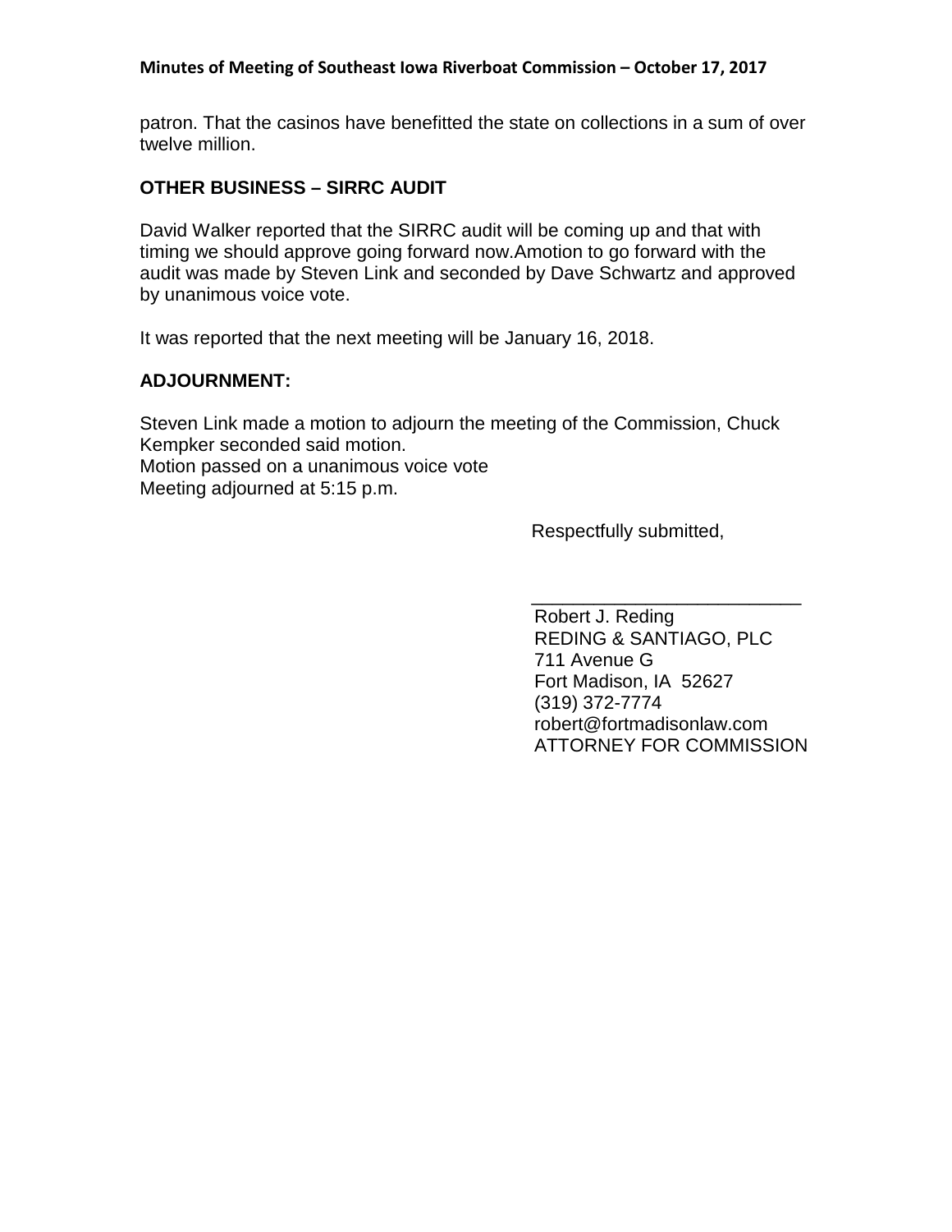patron. That the casinos have benefitted the state on collections in a sum of over twelve million.

**OTHER BUSINESS – SIRRC AUDIT**

David Walker reported that the SIRRC audit will be coming up and that with timing we should approve going forward now.Amotion to go forward with the audit was made by Steven Link and seconded by Dave Schwartz and approved by unanimous voice vote.

It was reported that the next meeting will be January 16, 2018.

**ADJOURNMENT:**

Steven Link made a motion to adjourn the meeting of the Commission, Chuck Kempker seconded said motion.
Motion passed on a unanimous voice vote
Meeting adjourned at 5:15 p.m.

Respectfully submitted,

\_\_\_\_\_\_\_\_\_\_\_\_\_\_\_\_\_\_\_\_\_\_\_\_\_\_\_

Robert J. Reding
REDING & SANTIAGO, PLC
711 Avenue G
Fort Madison, IA 52627
(319) 372-7774
robert@fortmadisonlaw.com
ATTORNEY FOR COMMISSION